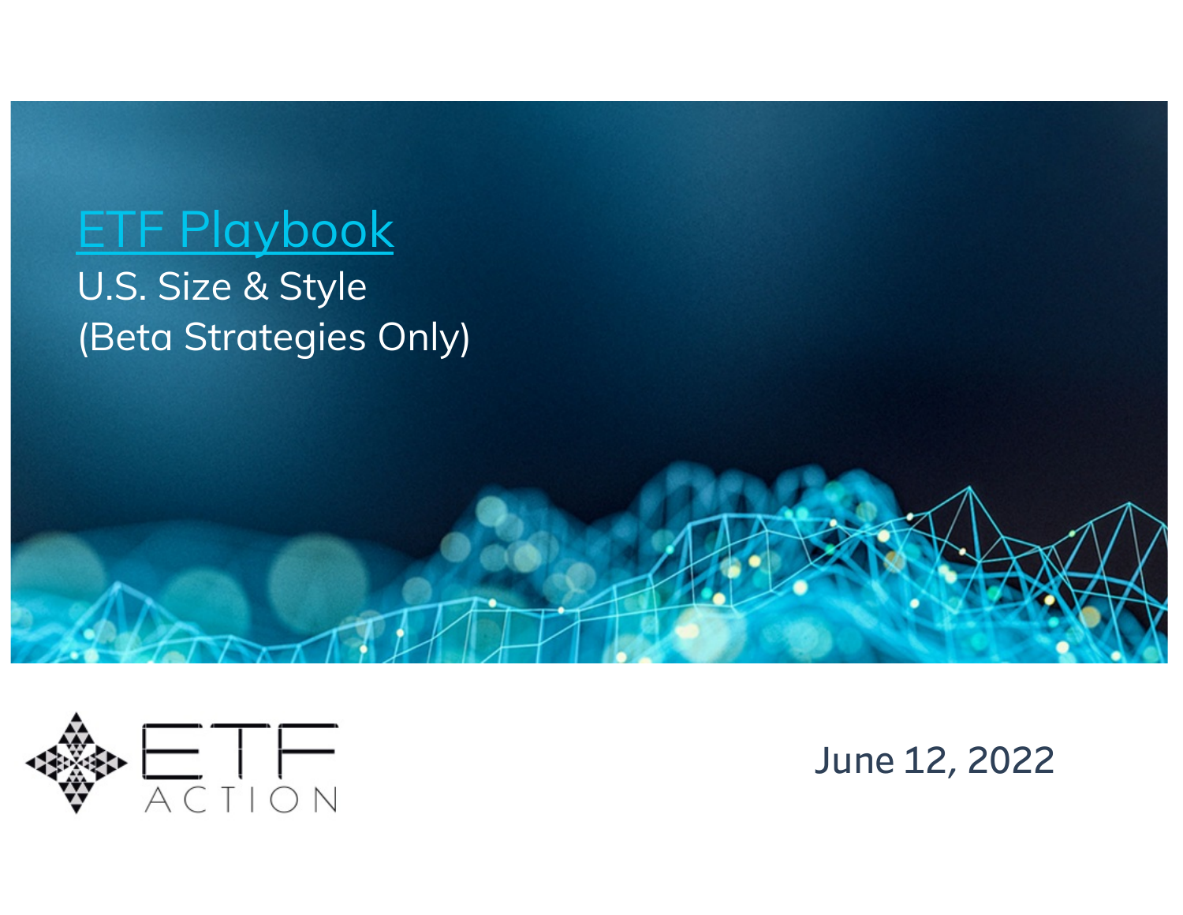# ETF Playbook

U.S. Size & Style
(Beta Strategies Only)

ETF ACTION

June 12, 2022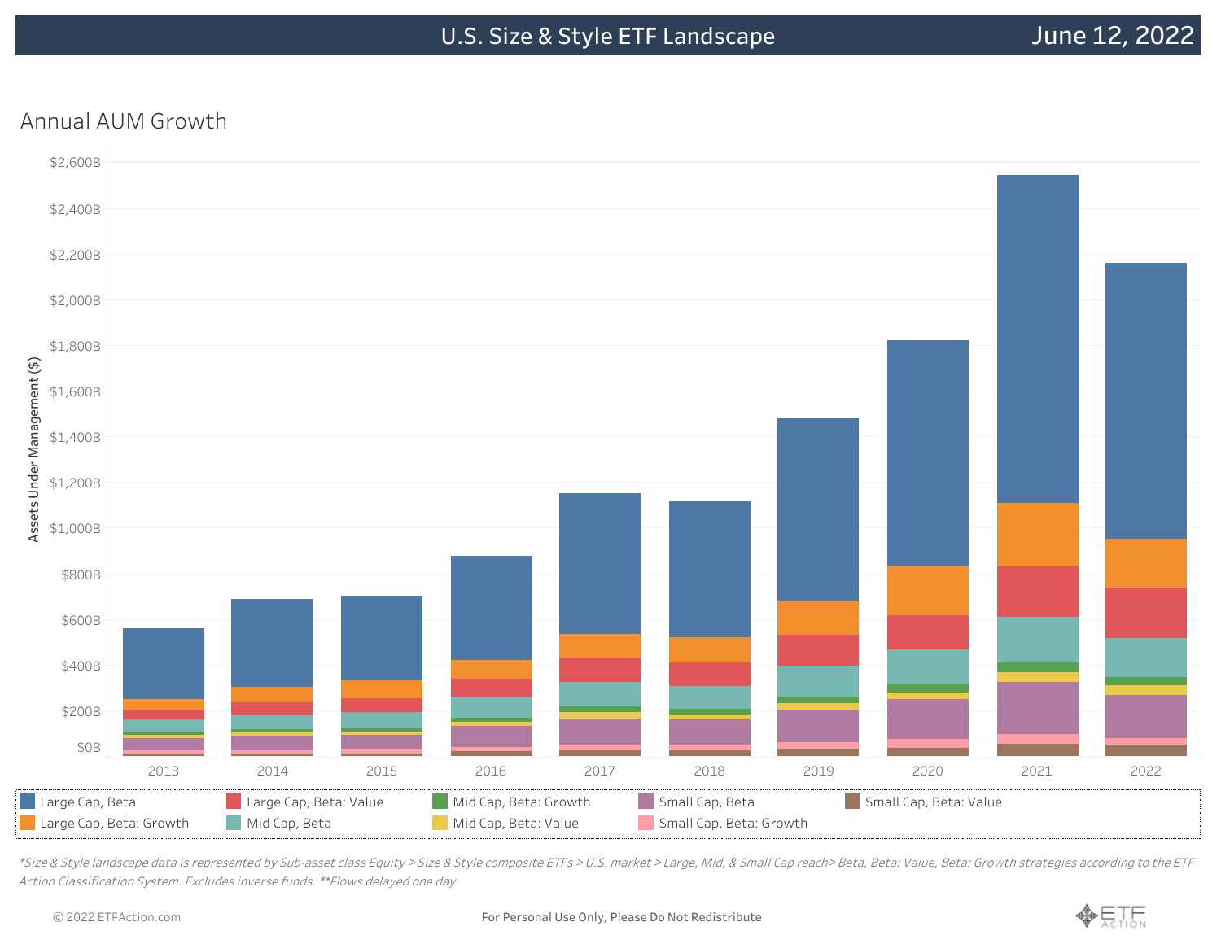# U.S. Size & Style ETF Landscape

June 12, 2022

## Annual AUM Growth

Assets Under Management ($)

$2,600B
$2,400B
$2,200B
$2,000B
$1,800B
$1,600B
$1,400B
$1,200B
$1,000B
$800B
$600B
$400B
$200B
$0B

2013 2014 2015 2016 2017 2018 2019 2020 2021 2022

- Large Cap, Beta
- Large Cap, Beta: Growth
- Large Cap, Beta: Value
- Mid Cap, Beta
- Mid Cap, Beta: Growth
- Mid Cap, Beta: Value
- Small Cap, Beta
- Small Cap, Beta: Growth
- Small Cap, Beta: Value

*Size & Style landscape data is represented by Sub-asset class Equity > Size & Style composite ETFs > U.S. market > Large, Mid, & Small Cap reach> Beta, Beta: Value, Beta: Growth strategies according to the ETF Action Classification System. Excludes inverse funds. **Flows delayed one day.*

© 2022 ETFAction.com

For Personal Use Only, Please Do Not Redistribute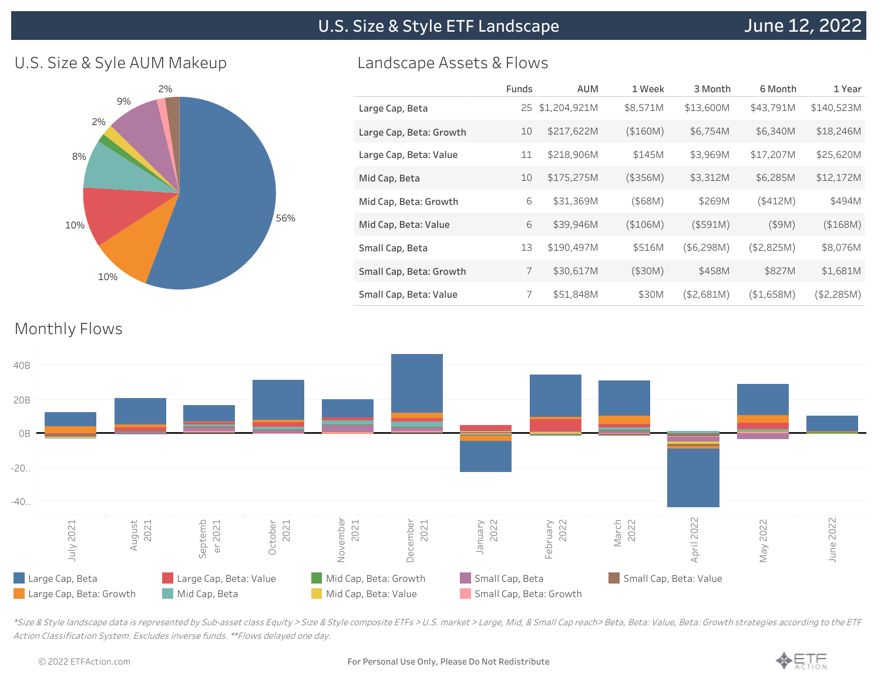# U.S. Size & Style ETF Landscape

June 12, 2022

## U.S. Size & Syle AUM Makeup

56%, 10%, 10%, 8%, 2%, 9%, 2%

## Landscape Assets & Flows

| | Funds | AUM | 1 Week | 3 Month | 6 Month | 1 Year |
|---|---|---|---|---|---|---|
| Large Cap, Beta | 25 | $1,204,921M | $8,571M | $13,600M | $43,791M | $140,523M |
| Large Cap, Beta: Growth | 10 | $217,622M | ($160M) | $6,754M | $6,340M | $18,246M |
| Large Cap, Beta: Value | 11 | $218,906M | $145M | $3,969M | $17,207M | $25,620M |
| Mid Cap, Beta | 10 | $175,275M | ($356M) | $3,312M | $6,285M | $12,172M |
| Mid Cap, Beta: Growth | 6 | $31,369M | ($68M) | $269M | ($412M) | $494M |
| Mid Cap, Beta: Value | 6 | $39,946M | ($106M) | ($591M) | ($9M) | ($168M) |
| Small Cap, Beta | 13 | $190,497M | $516M | ($6,298M) | ($2,825M) | $8,076M |
| Small Cap, Beta: Growth | 7 | $30,617M | ($30M) | $458M | $827M | $1,681M |
| Small Cap, Beta: Value | 7 | $51,848M | $30M | ($2,681M) | ($1,658M) | ($2,285M) |

## Monthly Flows

40B, 20B, 0B, -20.., -40..

July 2021, August 2021, September 2021, October 2021, November 2021, December 2021, January 2022, February 2022, March 2022, April 2022, May 2022, June 2022

Large Cap, Beta; Large Cap, Beta: Growth; Large Cap, Beta: Value; Mid Cap, Beta; Mid Cap, Beta: Growth; Mid Cap, Beta: Value; Small Cap, Beta; Small Cap, Beta: Growth; Small Cap, Beta: Value

*\*Size & Style landscape data is represented by Sub-asset class Equity > Size & Style composite ETFs > U.S. market > Large, Mid, & Small Cap reach> Beta, Beta: Value, Beta: Growth strategies according to the ETF Action Classification System. Excludes inverse funds. \*\*Flows delayed one day.*

© 2022 ETFAction.com

For Personal Use Only, Please Do Not Redistribute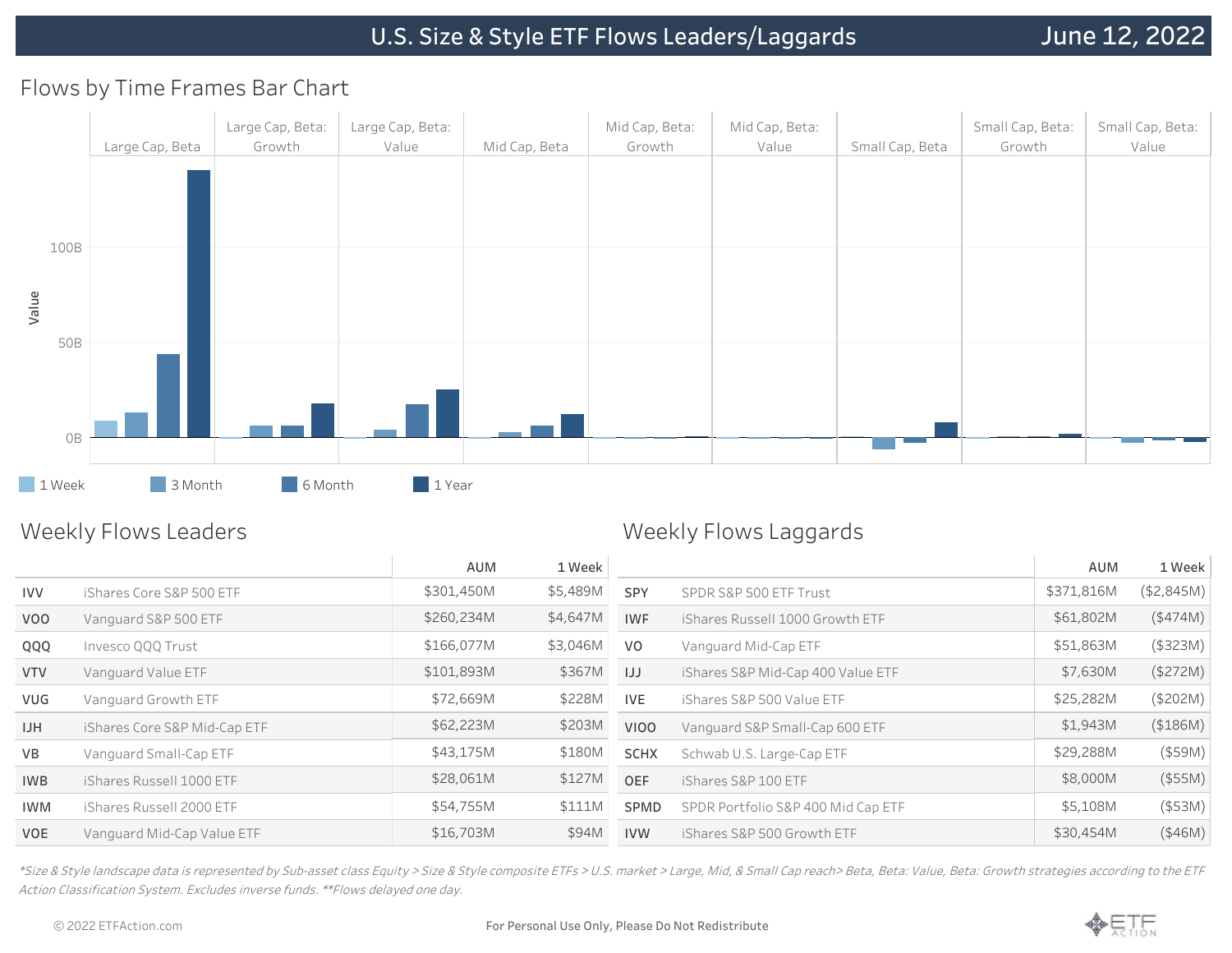# U.S. Size & Style ETF Flows Leaders/Laggards

June 12, 2022

## Flows by Time Frames Bar Chart

Large Cap, Beta | Large Cap, Beta: Growth | Large Cap, Beta: Value | Mid Cap, Beta | Mid Cap, Beta: Growth | Mid Cap, Beta: Value | Small Cap, Beta | Small Cap, Beta: Growth | Small Cap, Beta: Value

Value: 100B, 50B, 0B

1 Week | 3 Month | 6 Month | 1 Year

## Weekly Flows Leaders

| | | AUM | 1 Week |
|---|---|---|---|
| IVV | iShares Core S&P 500 ETF | $301,450M | $5,489M |
| VOO | Vanguard S&P 500 ETF | $260,234M | $4,647M |
| QQQ | Invesco QQQ Trust | $166,077M | $3,046M |
| VTV | Vanguard Value ETF | $101,893M | $367M |
| VUG | Vanguard Growth ETF | $72,669M | $228M |
| IJH | iShares Core S&P Mid-Cap ETF | $62,223M | $203M |
| VB | Vanguard Small-Cap ETF | $43,175M | $180M |
| IWB | iShares Russell 1000 ETF | $28,061M | $127M |
| IWM | iShares Russell 2000 ETF | $54,755M | $111M |
| VOE | Vanguard Mid-Cap Value ETF | $16,703M | $94M |

## Weekly Flows Laggards

| | | AUM | 1 Week |
|---|---|---|---|
| SPY | SPDR S&P 500 ETF Trust | $371,816M | ($2,845M) |
| IWF | iShares Russell 1000 Growth ETF | $61,802M | ($474M) |
| VO | Vanguard Mid-Cap ETF | $51,863M | ($323M) |
| IJJ | iShares S&P Mid-Cap 400 Value ETF | $7,630M | ($272M) |
| IVE | iShares S&P 500 Value ETF | $25,282M | ($202M) |
| VIOO | Vanguard S&P Small-Cap 600 ETF | $1,943M | ($186M) |
| SCHX | Schwab U.S. Large-Cap ETF | $29,288M | ($59M) |
| OEF | iShares S&P 100 ETF | $8,000M | ($55M) |
| SPMD | SPDR Portfolio S&P 400 Mid Cap ETF | $5,108M | ($53M) |
| IVW | iShares S&P 500 Growth ETF | $30,454M | ($46M) |

*\*Size & Style landscape data is represented by Sub-asset class Equity > Size & Style composite ETFs > U.S. market > Large, Mid, & Small Cap reach> Beta, Beta: Value, Beta: Growth strategies according to the ETF Action Classification System. Excludes inverse funds. \*\*Flows delayed one day.*

© 2022 ETFAction.com

For Personal Use Only, Please Do Not Redistribute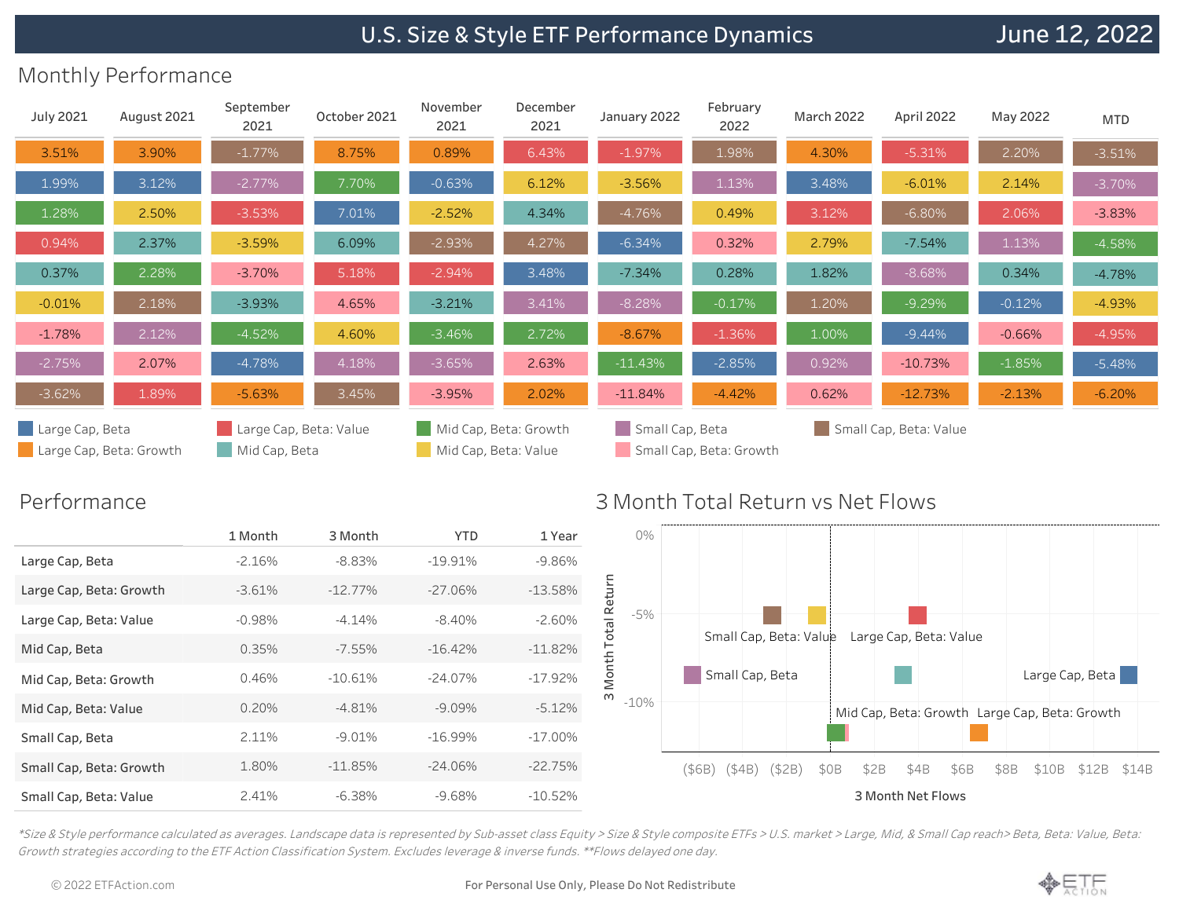# U.S. Size & Style ETF Performance Dynamics

June 12, 2022

## Monthly Performance

| July 2021 | August 2021 | September 2021 | October 2021 | November 2021 | December 2021 | January 2022 | February 2022 | March 2022 | April 2022 | May 2022 | MTD |
|---|---|---|---|---|---|---|---|---|---|---|---|
| 3.51% | 3.90% | -1.77% | 8.75% | 0.89% | 6.43% | -1.97% | 1.98% | 4.30% | -5.31% | 2.20% | -3.51% |
| 1.99% | 3.12% | -2.77% | 7.70% | -0.63% | 6.12% | -3.56% | 1.13% | 3.48% | -6.01% | 2.14% | -3.70% |
| 1.28% | 2.50% | -3.53% | 7.01% | -2.52% | 4.34% | -4.76% | 0.49% | 3.12% | -6.80% | 2.06% | -3.83% |
| 0.94% | 2.37% | -3.59% | 6.09% | -2.93% | 4.27% | -6.34% | 0.32% | 2.79% | -7.54% | 1.13% | -4.58% |
| 0.37% | 2.28% | -3.70% | 5.18% | -2.94% | 3.48% | -7.34% | 0.28% | 1.82% | -8.68% | 0.34% | -4.78% |
| -0.01% | 2.18% | -3.93% | 4.65% | -3.21% | 3.41% | -8.28% | -0.17% | 1.20% | -9.29% | -0.12% | -4.93% |
| -1.78% | 2.12% | -4.52% | 4.60% | -3.46% | 2.72% | -8.67% | -1.36% | 1.00% | -9.44% | -0.66% | -4.95% |
| -2.75% | 2.07% | -4.78% | 4.18% | -3.65% | 2.63% | -11.43% | -2.85% | 0.92% | -10.73% | -1.85% | -5.48% |
| -3.62% | 1.89% | -5.63% | 3.45% | -3.95% | 2.02% | -11.84% | -4.42% | 0.62% | -12.73% | -2.13% | -6.20% |

Legend: Large Cap, Beta; Large Cap, Beta: Growth; Large Cap, Beta: Value; Mid Cap, Beta; Mid Cap, Beta: Growth; Mid Cap, Beta: Value; Small Cap, Beta; Small Cap, Beta: Growth; Small Cap, Beta: Value

## Performance

| | 1 Month | 3 Month | YTD | 1 Year |
|---|---|---|---|---|
| Large Cap, Beta | -2.16% | -8.83% | -19.91% | -9.86% |
| Large Cap, Beta: Growth | -3.61% | -12.77% | -27.06% | -13.58% |
| Large Cap, Beta: Value | -0.98% | -4.14% | -8.40% | -2.60% |
| Mid Cap, Beta | 0.35% | -7.55% | -16.42% | -11.82% |
| Mid Cap, Beta: Growth | 0.46% | -10.61% | -24.07% | -17.92% |
| Mid Cap, Beta: Value | 0.20% | -4.81% | -9.09% | -5.12% |
| Small Cap, Beta | 2.11% | -9.01% | -16.99% | -17.00% |
| Small Cap, Beta: Growth | 1.80% | -11.85% | -24.06% | -22.75% |
| Small Cap, Beta: Value | 2.41% | -6.38% | -9.68% | -10.52% |

## 3 Month Total Return vs Net Flows

Y-axis: 3 Month Total Return (0%, -5%, -10%); X-axis: 3 Month Net Flows (($6B), ($4B), ($2B), $0B, $2B, $4B, $6B, $8B, $10B, $12B, $14B)

Labels: Small Cap, Beta: Value; Large Cap, Beta: Value; Small Cap, Beta; Large Cap, Beta; Mid Cap, Beta: Growth; Large Cap, Beta: Growth

*Size & Style performance calculated as averages. Landscape data is represented by Sub-asset class Equity > Size & Style composite ETFs > U.S. market > Large, Mid, & Small Cap reach> Beta, Beta: Value, Beta: Growth strategies according to the ETF Action Classification System. Excludes leverage & inverse funds. **Flows delayed one day.*

© 2022 ETFAction.com

For Personal Use Only, Please Do Not Redistribute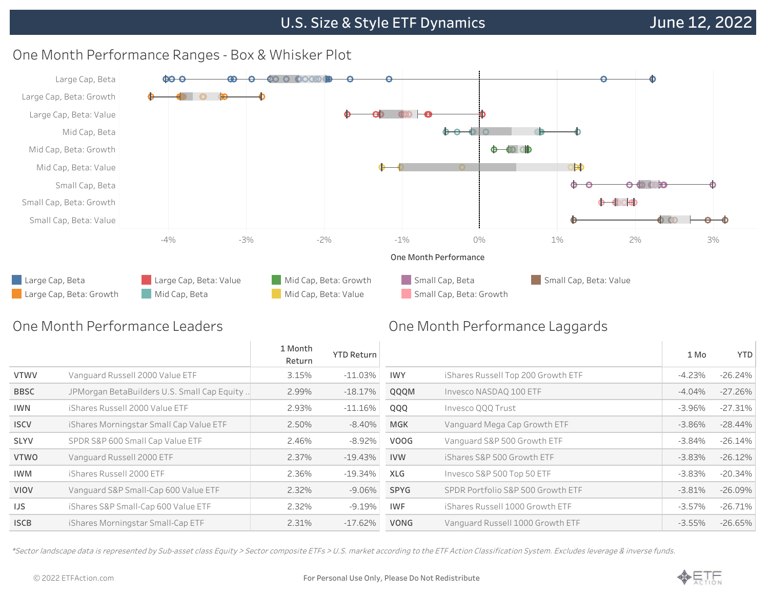# U.S. Size & Style ETF Dynamics

June 12, 2022

## One Month Performance Ranges - Box & Whisker Plot

Large Cap, Beta
Large Cap, Beta: Growth
Large Cap, Beta: Value
Mid Cap, Beta
Mid Cap, Beta: Growth
Mid Cap, Beta: Value
Small Cap, Beta
Small Cap, Beta: Growth
Small Cap, Beta: Value

-4% -3% -2% -1% 0% 1% 2% 3%

One Month Performance

Large Cap, Beta · Large Cap, Beta: Growth · Large Cap, Beta: Value · Mid Cap, Beta · Mid Cap, Beta: Growth · Mid Cap, Beta: Value · Small Cap, Beta · Small Cap, Beta: Growth · Small Cap, Beta: Value

## One Month Performance Leaders

| | | 1 Month Return | YTD Return |
|---|---|---|---|
| VTWV | Vanguard Russell 2000 Value ETF | 3.15% | -11.03% |
| BBSC | JPMorgan BetaBuilders U.S. Small Cap Equity .. | 2.99% | -18.17% |
| IWN | iShares Russell 2000 Value ETF | 2.93% | -11.16% |
| ISCV | iShares Morningstar Small Cap Value ETF | 2.50% | -8.40% |
| SLYV | SPDR S&P 600 Small Cap Value ETF | 2.46% | -8.92% |
| VTWO | Vanguard Russell 2000 ETF | 2.37% | -19.43% |
| IWM | iShares Russell 2000 ETF | 2.36% | -19.34% |
| VIOV | Vanguard S&P Small-Cap 600 Value ETF | 2.32% | -9.06% |
| IJS | iShares S&P Small-Cap 600 Value ETF | 2.32% | -9.19% |
| ISCB | iShares Morningstar Small-Cap ETF | 2.31% | -17.62% |

## One Month Performance Laggards

| | | 1 Mo | YTD |
|---|---|---|---|
| IWY | iShares Russell Top 200 Growth ETF | -4.23% | -26.24% |
| QQQM | Invesco NASDAQ 100 ETF | -4.04% | -27.26% |
| QQQ | Invesco QQQ Trust | -3.96% | -27.31% |
| MGK | Vanguard Mega Cap Growth ETF | -3.86% | -28.44% |
| VOOG | Vanguard S&P 500 Growth ETF | -3.84% | -26.14% |
| IVW | iShares S&P 500 Growth ETF | -3.83% | -26.12% |
| XLG | Invesco S&P 500 Top 50 ETF | -3.83% | -20.34% |
| SPYG | SPDR Portfolio S&P 500 Growth ETF | -3.81% | -26.09% |
| IWF | iShares Russell 1000 Growth ETF | -3.57% | -26.71% |
| VONG | Vanguard Russell 1000 Growth ETF | -3.55% | -26.65% |

*Sector landscape data is represented by Sub-asset class Equity > Sector composite ETFs > U.S. market according to the ETF Action Classification System. Excludes leverage & inverse funds.*

© 2022 ETFAction.com

For Personal Use Only, Please Do Not Redistribute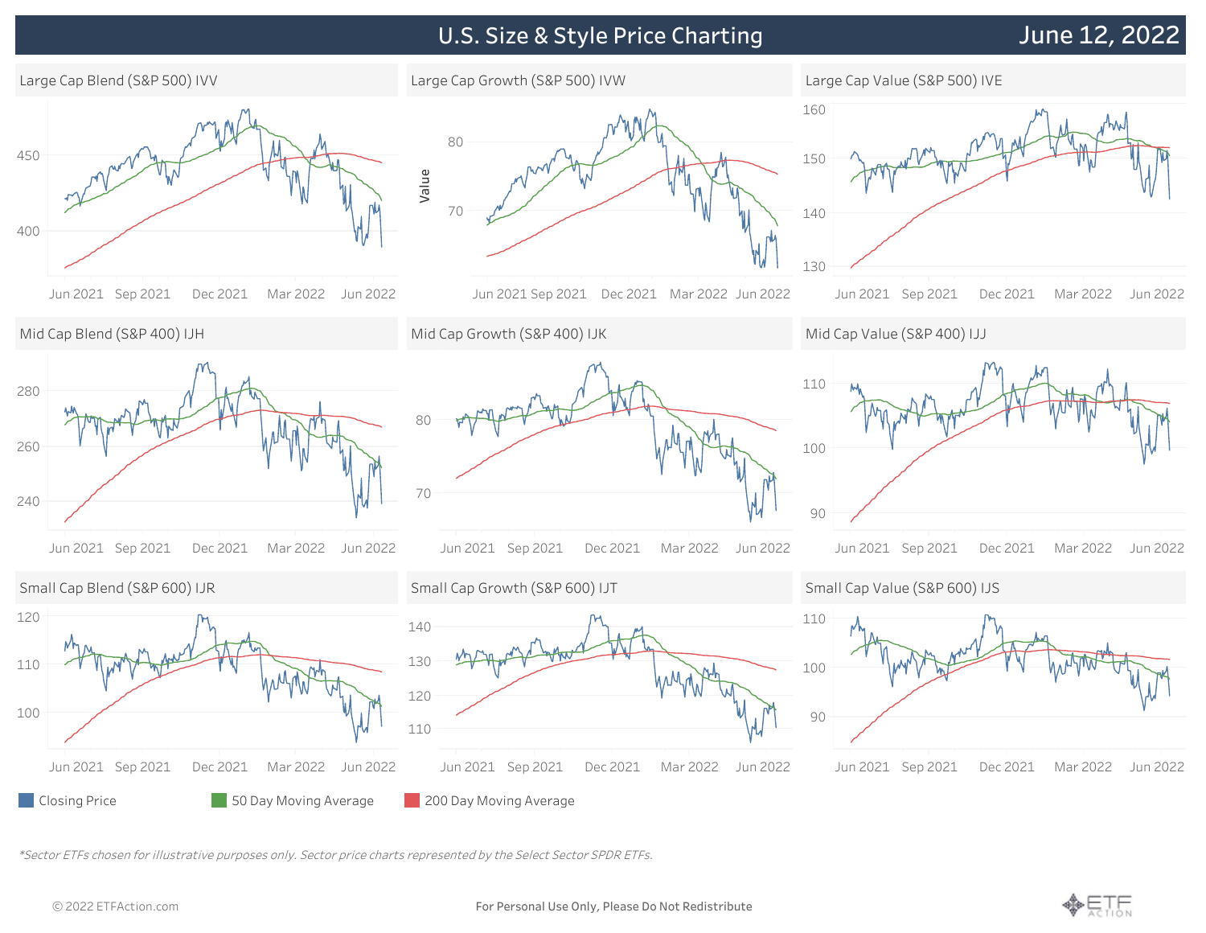# U.S. Size & Style Price Charting

June 12, 2022

## Large Cap Blend (S&P 500) IVV

## Large Cap Growth (S&P 500) IVW

## Large Cap Value (S&P 500) IVE

## Mid Cap Blend (S&P 400) IJH

## Mid Cap Growth (S&P 400) IJK

## Mid Cap Value (S&P 400) IJJ

## Small Cap Blend (S&P 600) IJR

## Small Cap Growth (S&P 600) IJT

## Small Cap Value (S&P 600) IJS

Closing Price | 50 Day Moving Average | 200 Day Moving Average

*Sector ETFs chosen for illustrative purposes only. Sector price charts represented by the Select Sector SPDR ETFs.*

© 2022 ETFAction.com

**For Personal Use Only, Please Do Not Redistribute**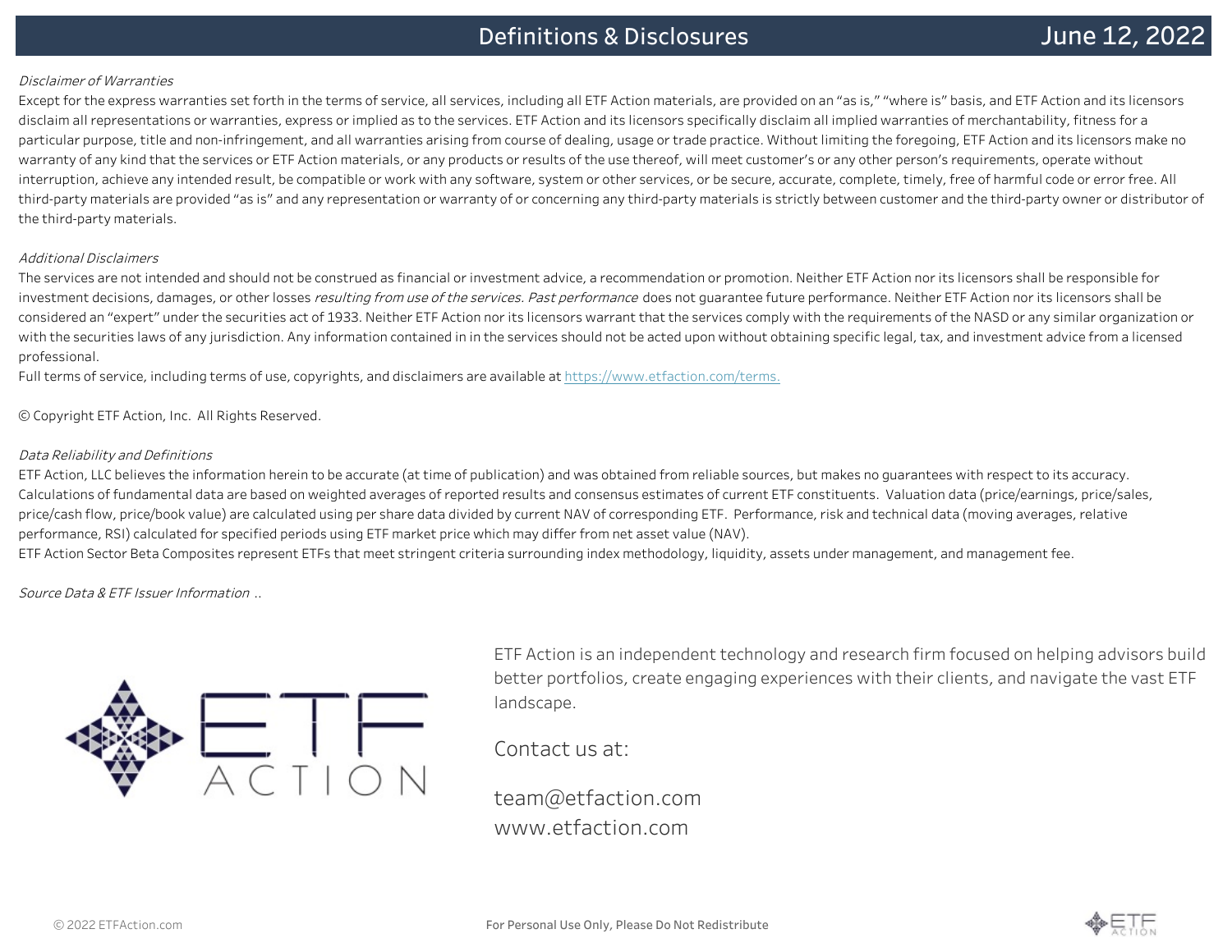# Definitions & Disclosures

June 12, 2022

*Disclaimer of Warranties*

Except for the express warranties set forth in the terms of service, all services, including all ETF Action materials, are provided on an “as is,” “where is” basis, and ETF Action and its licensors disclaim all representations or warranties, express or implied as to the services. ETF Action and its licensors specifically disclaim all implied warranties of merchantability, fitness for a particular purpose, title and non-infringement, and all warranties arising from course of dealing, usage or trade practice. Without limiting the foregoing, ETF Action and its licensors make no warranty of any kind that the services or ETF Action materials, or any products or results of the use thereof, will meet customer’s or any other person’s requirements, operate without interruption, achieve any intended result, be compatible or work with any software, system or other services, or be secure, accurate, complete, timely, free of harmful code or error free. All third-party materials are provided “as is” and any representation or warranty of or concerning any third-party materials is strictly between customer and the third-party owner or distributor of the third-party materials.

*Additional Disclaimers*

The services are not intended and should not be construed as financial or investment advice, a recommendation or promotion. Neither ETF Action nor its licensors shall be responsible for investment decisions, damages, or other losses *resulting from use of the services. Past performance* does not guarantee future performance. Neither ETF Action nor its licensors shall be considered an “expert” under the securities act of 1933. Neither ETF Action nor its licensors warrant that the services comply with the requirements of the NASD or any similar organization or with the securities laws of any jurisdiction. Any information contained in in the services should not be acted upon without obtaining specific legal, tax, and investment advice from a licensed professional.

Full terms of service, including terms of use, copyrights, and disclaimers are available at https://www.etfaction.com/terms.

© Copyright ETF Action, Inc. All Rights Reserved.

*Data Reliability and Definitions*

ETF Action, LLC believes the information herein to be accurate (at time of publication) and was obtained from reliable sources, but makes no guarantees with respect to its accuracy. Calculations of fundamental data are based on weighted averages of reported results and consensus estimates of current ETF constituents. Valuation data (price/earnings, price/sales, price/cash flow, price/book value) are calculated using per share data divided by current NAV of corresponding ETF. Performance, risk and technical data (moving averages, relative performance, RSI) calculated for specified periods using ETF market price which may differ from net asset value (NAV).

ETF Action Sector Beta Composites represent ETFs that meet stringent criteria surrounding index methodology, liquidity, assets under management, and management fee.

*Source Data & ETF Issuer Information* ..

ETF ACTION

ETF Action is an independent technology and research firm focused on helping advisors build better portfolios, create engaging experiences with their clients, and navigate the vast ETF landscape.

Contact us at:

team@etfaction.com
www.etfaction.com

© 2022 ETFAction.com

For Personal Use Only, Please Do Not Redistribute